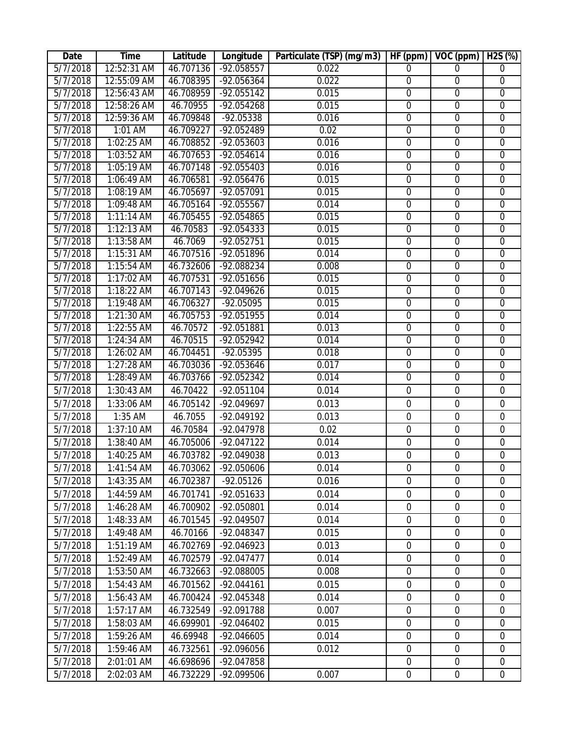| Date | Time | Latitude | Longitude | Particulate (TSP) (mg/m3) | HF (ppm) | VOC (ppm) | H2S (%) |
|---|---|---|---|---|---|---|---|
| 5/7/2018 | 12:52:31 AM | 46.707136 | -92.058557 | 0.022 | 0 | 0 | 0 |
| 5/7/2018 | 12:55:09 AM | 46.708395 | -92.056364 | 0.022 | 0 | 0 | 0 |
| 5/7/2018 | 12:56:43 AM | 46.708959 | -92.055142 | 0.015 | 0 | 0 | 0 |
| 5/7/2018 | 12:58:26 AM | 46.70955 | -92.054268 | 0.015 | 0 | 0 | 0 |
| 5/7/2018 | 12:59:36 AM | 46.709848 | -92.05338 | 0.016 | 0 | 0 | 0 |
| 5/7/2018 | 1:01 AM | 46.709227 | -92.052489 | 0.02 | 0 | 0 | 0 |
| 5/7/2018 | 1:02:25 AM | 46.708852 | -92.053603 | 0.016 | 0 | 0 | 0 |
| 5/7/2018 | 1:03:52 AM | 46.707653 | -92.054614 | 0.016 | 0 | 0 | 0 |
| 5/7/2018 | 1:05:19 AM | 46.707148 | -92.055403 | 0.016 | 0 | 0 | 0 |
| 5/7/2018 | 1:06:49 AM | 46.706581 | -92.056476 | 0.015 | 0 | 0 | 0 |
| 5/7/2018 | 1:08:19 AM | 46.705697 | -92.057091 | 0.015 | 0 | 0 | 0 |
| 5/7/2018 | 1:09:48 AM | 46.705164 | -92.055567 | 0.014 | 0 | 0 | 0 |
| 5/7/2018 | 1:11:14 AM | 46.705455 | -92.054865 | 0.015 | 0 | 0 | 0 |
| 5/7/2018 | 1:12:13 AM | 46.70583 | -92.054333 | 0.015 | 0 | 0 | 0 |
| 5/7/2018 | 1:13:58 AM | 46.7069 | -92.052751 | 0.015 | 0 | 0 | 0 |
| 5/7/2018 | 1:15:31 AM | 46.707516 | -92.051896 | 0.014 | 0 | 0 | 0 |
| 5/7/2018 | 1:15:54 AM | 46.732606 | -92.088234 | 0.008 | 0 | 0 | 0 |
| 5/7/2018 | 1:17:02 AM | 46.707531 | -92.051656 | 0.015 | 0 | 0 | 0 |
| 5/7/2018 | 1:18:22 AM | 46.707143 | -92.049626 | 0.015 | 0 | 0 | 0 |
| 5/7/2018 | 1:19:48 AM | 46.706327 | -92.05095 | 0.015 | 0 | 0 | 0 |
| 5/7/2018 | 1:21:30 AM | 46.705753 | -92.051955 | 0.014 | 0 | 0 | 0 |
| 5/7/2018 | 1:22:55 AM | 46.70572 | -92.051881 | 0.013 | 0 | 0 | 0 |
| 5/7/2018 | 1:24:34 AM | 46.70515 | -92.052942 | 0.014 | 0 | 0 | 0 |
| 5/7/2018 | 1:26:02 AM | 46.704451 | -92.05395 | 0.018 | 0 | 0 | 0 |
| 5/7/2018 | 1:27:28 AM | 46.703036 | -92.053646 | 0.017 | 0 | 0 | 0 |
| 5/7/2018 | 1:28:49 AM | 46.703766 | -92.052342 | 0.014 | 0 | 0 | 0 |
| 5/7/2018 | 1:30:43 AM | 46.70422 | -92.051104 | 0.014 | 0 | 0 | 0 |
| 5/7/2018 | 1:33:06 AM | 46.705142 | -92.049697 | 0.013 | 0 | 0 | 0 |
| 5/7/2018 | 1:35 AM | 46.7055 | -92.049192 | 0.013 | 0 | 0 | 0 |
| 5/7/2018 | 1:37:10 AM | 46.70584 | -92.047978 | 0.02 | 0 | 0 | 0 |
| 5/7/2018 | 1:38:40 AM | 46.705006 | -92.047122 | 0.014 | 0 | 0 | 0 |
| 5/7/2018 | 1:40:25 AM | 46.703782 | -92.049038 | 0.013 | 0 | 0 | 0 |
| 5/7/2018 | 1:41:54 AM | 46.703062 | -92.050606 | 0.014 | 0 | 0 | 0 |
| 5/7/2018 | 1:43:35 AM | 46.702387 | -92.05126 | 0.016 | 0 | 0 | 0 |
| 5/7/2018 | 1:44:59 AM | 46.701741 | -92.051633 | 0.014 | 0 | 0 | 0 |
| 5/7/2018 | 1:46:28 AM | 46.700902 | -92.050801 | 0.014 | 0 | 0 | 0 |
| 5/7/2018 | 1:48:33 AM | 46.701545 | -92.049507 | 0.014 | 0 | 0 | 0 |
| 5/7/2018 | 1:49:48 AM | 46.70166 | -92.048347 | 0.015 | 0 | 0 | 0 |
| 5/7/2018 | 1:51:19 AM | 46.702769 | -92.046923 | 0.013 | 0 | 0 | 0 |
| 5/7/2018 | 1:52:49 AM | 46.702579 | -92.047477 | 0.014 | 0 | 0 | 0 |
| 5/7/2018 | 1:53:50 AM | 46.732663 | -92.088005 | 0.008 | 0 | 0 | 0 |
| 5/7/2018 | 1:54:43 AM | 46.701562 | -92.044161 | 0.015 | 0 | 0 | 0 |
| 5/7/2018 | 1:56:43 AM | 46.700424 | -92.045348 | 0.014 | 0 | 0 | 0 |
| 5/7/2018 | 1:57:17 AM | 46.732549 | -92.091788 | 0.007 | 0 | 0 | 0 |
| 5/7/2018 | 1:58:03 AM | 46.699901 | -92.046402 | 0.015 | 0 | 0 | 0 |
| 5/7/2018 | 1:59:26 AM | 46.69948 | -92.046605 | 0.014 | 0 | 0 | 0 |
| 5/7/2018 | 1:59:46 AM | 46.732561 | -92.096056 | 0.012 | 0 | 0 | 0 |
| 5/7/2018 | 2:01:01 AM | 46.698696 | -92.047858 | | 0 | 0 | 0 |
| 5/7/2018 | 2:02:03 AM | 46.732229 | -92.099506 | 0.007 | 0 | 0 | 0 |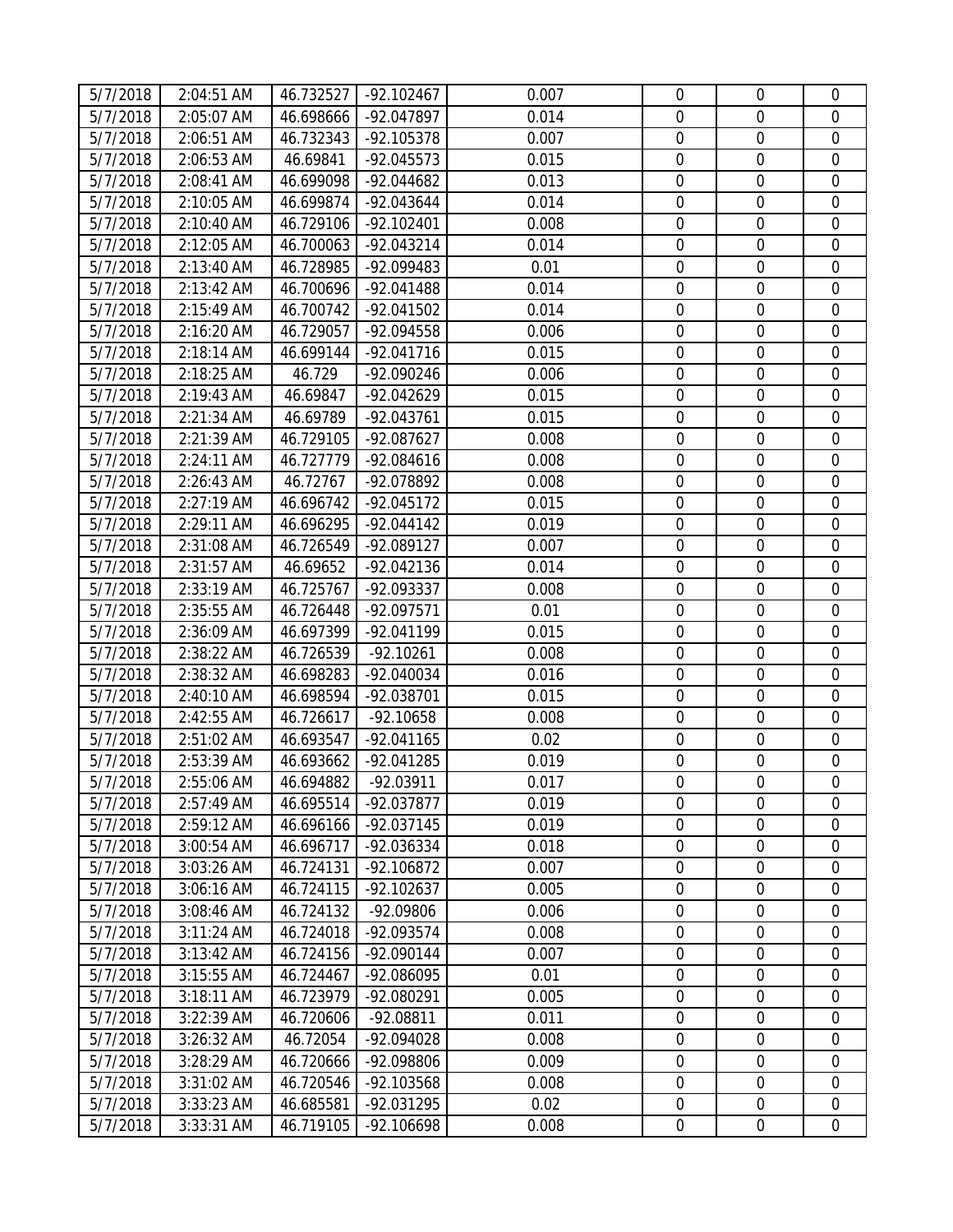| 5/7/2018 | 2:04:51 AM | 46.732527 | -92.102467 | 0.007 | 0 | 0 | 0 |
|---|---|---|---|---|---|---|---|
| 5/7/2018 | 2:05:07 AM | 46.698666 | -92.047897 | 0.014 | 0 | 0 | 0 |
| 5/7/2018 | 2:06:51 AM | 46.732343 | -92.105378 | 0.007 | 0 | 0 | 0 |
| 5/7/2018 | 2:06:53 AM | 46.69841 | -92.045573 | 0.015 | 0 | 0 | 0 |
| 5/7/2018 | 2:08:41 AM | 46.699098 | -92.044682 | 0.013 | 0 | 0 | 0 |
| 5/7/2018 | 2:10:05 AM | 46.699874 | -92.043644 | 0.014 | 0 | 0 | 0 |
| 5/7/2018 | 2:10:40 AM | 46.729106 | -92.102401 | 0.008 | 0 | 0 | 0 |
| 5/7/2018 | 2:12:05 AM | 46.700063 | -92.043214 | 0.014 | 0 | 0 | 0 |
| 5/7/2018 | 2:13:40 AM | 46.728985 | -92.099483 | 0.01 | 0 | 0 | 0 |
| 5/7/2018 | 2:13:42 AM | 46.700696 | -92.041488 | 0.014 | 0 | 0 | 0 |
| 5/7/2018 | 2:15:49 AM | 46.700742 | -92.041502 | 0.014 | 0 | 0 | 0 |
| 5/7/2018 | 2:16:20 AM | 46.729057 | -92.094558 | 0.006 | 0 | 0 | 0 |
| 5/7/2018 | 2:18:14 AM | 46.699144 | -92.041716 | 0.015 | 0 | 0 | 0 |
| 5/7/2018 | 2:18:25 AM | 46.729 | -92.090246 | 0.006 | 0 | 0 | 0 |
| 5/7/2018 | 2:19:43 AM | 46.69847 | -92.042629 | 0.015 | 0 | 0 | 0 |
| 5/7/2018 | 2:21:34 AM | 46.69789 | -92.043761 | 0.015 | 0 | 0 | 0 |
| 5/7/2018 | 2:21:39 AM | 46.729105 | -92.087627 | 0.008 | 0 | 0 | 0 |
| 5/7/2018 | 2:24:11 AM | 46.727779 | -92.084616 | 0.008 | 0 | 0 | 0 |
| 5/7/2018 | 2:26:43 AM | 46.72767 | -92.078892 | 0.008 | 0 | 0 | 0 |
| 5/7/2018 | 2:27:19 AM | 46.696742 | -92.045172 | 0.015 | 0 | 0 | 0 |
| 5/7/2018 | 2:29:11 AM | 46.696295 | -92.044142 | 0.019 | 0 | 0 | 0 |
| 5/7/2018 | 2:31:08 AM | 46.726549 | -92.089127 | 0.007 | 0 | 0 | 0 |
| 5/7/2018 | 2:31:57 AM | 46.69652 | -92.042136 | 0.014 | 0 | 0 | 0 |
| 5/7/2018 | 2:33:19 AM | 46.725767 | -92.093337 | 0.008 | 0 | 0 | 0 |
| 5/7/2018 | 2:35:55 AM | 46.726448 | -92.097571 | 0.01 | 0 | 0 | 0 |
| 5/7/2018 | 2:36:09 AM | 46.697399 | -92.041199 | 0.015 | 0 | 0 | 0 |
| 5/7/2018 | 2:38:22 AM | 46.726539 | -92.10261 | 0.008 | 0 | 0 | 0 |
| 5/7/2018 | 2:38:32 AM | 46.698283 | -92.040034 | 0.016 | 0 | 0 | 0 |
| 5/7/2018 | 2:40:10 AM | 46.698594 | -92.038701 | 0.015 | 0 | 0 | 0 |
| 5/7/2018 | 2:42:55 AM | 46.726617 | -92.10658 | 0.008 | 0 | 0 | 0 |
| 5/7/2018 | 2:51:02 AM | 46.693547 | -92.041165 | 0.02 | 0 | 0 | 0 |
| 5/7/2018 | 2:53:39 AM | 46.693662 | -92.041285 | 0.019 | 0 | 0 | 0 |
| 5/7/2018 | 2:55:06 AM | 46.694882 | -92.03911 | 0.017 | 0 | 0 | 0 |
| 5/7/2018 | 2:57:49 AM | 46.695514 | -92.037877 | 0.019 | 0 | 0 | 0 |
| 5/7/2018 | 2:59:12 AM | 46.696166 | -92.037145 | 0.019 | 0 | 0 | 0 |
| 5/7/2018 | 3:00:54 AM | 46.696717 | -92.036334 | 0.018 | 0 | 0 | 0 |
| 5/7/2018 | 3:03:26 AM | 46.724131 | -92.106872 | 0.007 | 0 | 0 | 0 |
| 5/7/2018 | 3:06:16 AM | 46.724115 | -92.102637 | 0.005 | 0 | 0 | 0 |
| 5/7/2018 | 3:08:46 AM | 46.724132 | -92.09806 | 0.006 | 0 | 0 | 0 |
| 5/7/2018 | 3:11:24 AM | 46.724018 | -92.093574 | 0.008 | 0 | 0 | 0 |
| 5/7/2018 | 3:13:42 AM | 46.724156 | -92.090144 | 0.007 | 0 | 0 | 0 |
| 5/7/2018 | 3:15:55 AM | 46.724467 | -92.086095 | 0.01 | 0 | 0 | 0 |
| 5/7/2018 | 3:18:11 AM | 46.723979 | -92.080291 | 0.005 | 0 | 0 | 0 |
| 5/7/2018 | 3:22:39 AM | 46.720606 | -92.08811 | 0.011 | 0 | 0 | 0 |
| 5/7/2018 | 3:26:32 AM | 46.72054 | -92.094028 | 0.008 | 0 | 0 | 0 |
| 5/7/2018 | 3:28:29 AM | 46.720666 | -92.098806 | 0.009 | 0 | 0 | 0 |
| 5/7/2018 | 3:31:02 AM | 46.720546 | -92.103568 | 0.008 | 0 | 0 | 0 |
| 5/7/2018 | 3:33:23 AM | 46.685581 | -92.031295 | 0.02 | 0 | 0 | 0 |
| 5/7/2018 | 3:33:31 AM | 46.719105 | -92.106698 | 0.008 | 0 | 0 | 0 |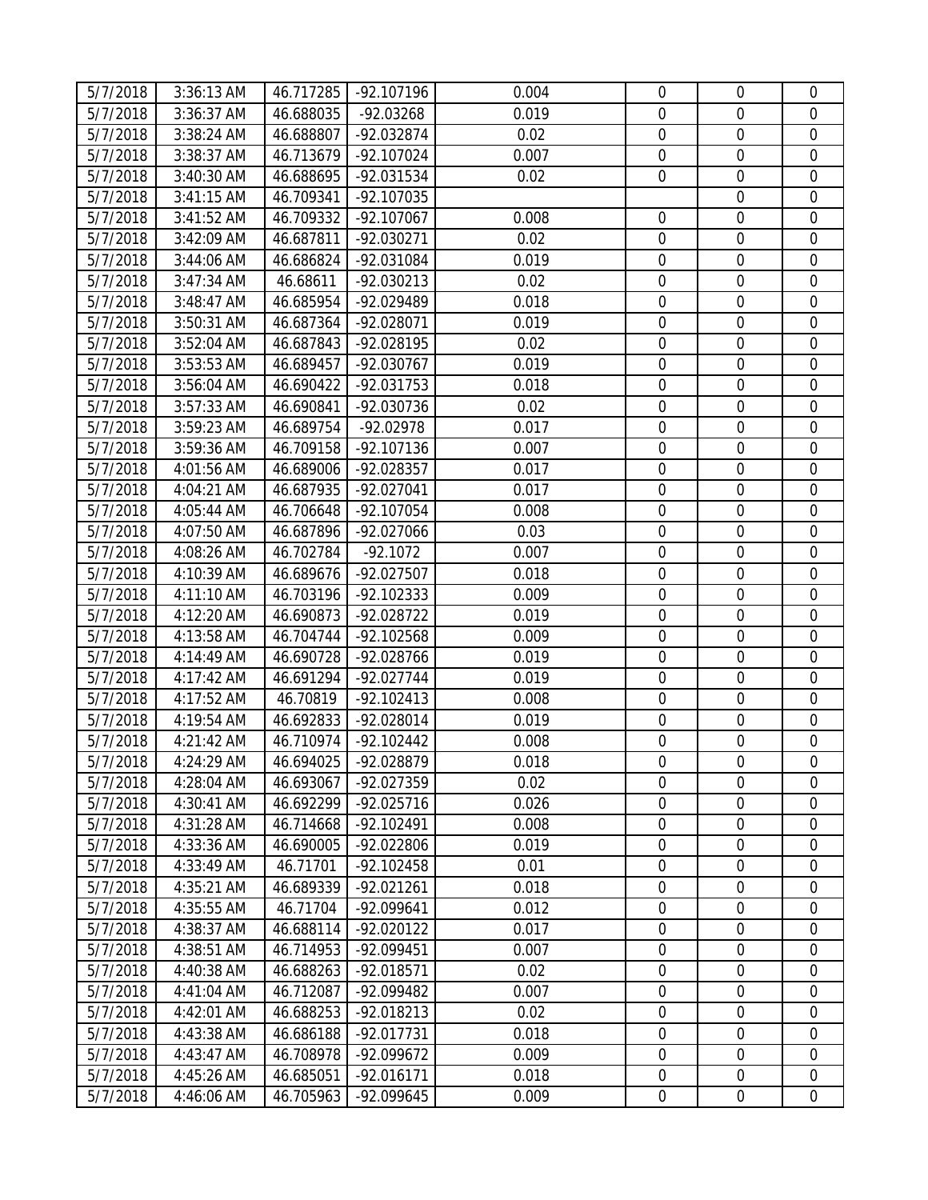| | | | | | | | |
|---|---|---|---|---|---|---|---|
| 5/7/2018 | 3:36:13 AM | 46.717285 | -92.107196 | 0.004 | 0 | 0 | 0 |
| 5/7/2018 | 3:36:37 AM | 46.688035 | -92.03268 | 0.019 | 0 | 0 | 0 |
| 5/7/2018 | 3:38:24 AM | 46.688807 | -92.032874 | 0.02 | 0 | 0 | 0 |
| 5/7/2018 | 3:38:37 AM | 46.713679 | -92.107024 | 0.007 | 0 | 0 | 0 |
| 5/7/2018 | 3:40:30 AM | 46.688695 | -92.031534 | 0.02 | 0 | 0 | 0 |
| 5/7/2018 | 3:41:15 AM | 46.709341 | -92.107035 | | | 0 | 0 |
| 5/7/2018 | 3:41:52 AM | 46.709332 | -92.107067 | 0.008 | 0 | 0 | 0 |
| 5/7/2018 | 3:42:09 AM | 46.687811 | -92.030271 | 0.02 | 0 | 0 | 0 |
| 5/7/2018 | 3:44:06 AM | 46.686824 | -92.031084 | 0.019 | 0 | 0 | 0 |
| 5/7/2018 | 3:47:34 AM | 46.68611 | -92.030213 | 0.02 | 0 | 0 | 0 |
| 5/7/2018 | 3:48:47 AM | 46.685954 | -92.029489 | 0.018 | 0 | 0 | 0 |
| 5/7/2018 | 3:50:31 AM | 46.687364 | -92.028071 | 0.019 | 0 | 0 | 0 |
| 5/7/2018 | 3:52:04 AM | 46.687843 | -92.028195 | 0.02 | 0 | 0 | 0 |
| 5/7/2018 | 3:53:53 AM | 46.689457 | -92.030767 | 0.019 | 0 | 0 | 0 |
| 5/7/2018 | 3:56:04 AM | 46.690422 | -92.031753 | 0.018 | 0 | 0 | 0 |
| 5/7/2018 | 3:57:33 AM | 46.690841 | -92.030736 | 0.02 | 0 | 0 | 0 |
| 5/7/2018 | 3:59:23 AM | 46.689754 | -92.02978 | 0.017 | 0 | 0 | 0 |
| 5/7/2018 | 3:59:36 AM | 46.709158 | -92.107136 | 0.007 | 0 | 0 | 0 |
| 5/7/2018 | 4:01:56 AM | 46.689006 | -92.028357 | 0.017 | 0 | 0 | 0 |
| 5/7/2018 | 4:04:21 AM | 46.687935 | -92.027041 | 0.017 | 0 | 0 | 0 |
| 5/7/2018 | 4:05:44 AM | 46.706648 | -92.107054 | 0.008 | 0 | 0 | 0 |
| 5/7/2018 | 4:07:50 AM | 46.687896 | -92.027066 | 0.03 | 0 | 0 | 0 |
| 5/7/2018 | 4:08:26 AM | 46.702784 | -92.1072 | 0.007 | 0 | 0 | 0 |
| 5/7/2018 | 4:10:39 AM | 46.689676 | -92.027507 | 0.018 | 0 | 0 | 0 |
| 5/7/2018 | 4:11:10 AM | 46.703196 | -92.102333 | 0.009 | 0 | 0 | 0 |
| 5/7/2018 | 4:12:20 AM | 46.690873 | -92.028722 | 0.019 | 0 | 0 | 0 |
| 5/7/2018 | 4:13:58 AM | 46.704744 | -92.102568 | 0.009 | 0 | 0 | 0 |
| 5/7/2018 | 4:14:49 AM | 46.690728 | -92.028766 | 0.019 | 0 | 0 | 0 |
| 5/7/2018 | 4:17:42 AM | 46.691294 | -92.027744 | 0.019 | 0 | 0 | 0 |
| 5/7/2018 | 4:17:52 AM | 46.70819 | -92.102413 | 0.008 | 0 | 0 | 0 |
| 5/7/2018 | 4:19:54 AM | 46.692833 | -92.028014 | 0.019 | 0 | 0 | 0 |
| 5/7/2018 | 4:21:42 AM | 46.710974 | -92.102442 | 0.008 | 0 | 0 | 0 |
| 5/7/2018 | 4:24:29 AM | 46.694025 | -92.028879 | 0.018 | 0 | 0 | 0 |
| 5/7/2018 | 4:28:04 AM | 46.693067 | -92.027359 | 0.02 | 0 | 0 | 0 |
| 5/7/2018 | 4:30:41 AM | 46.692299 | -92.025716 | 0.026 | 0 | 0 | 0 |
| 5/7/2018 | 4:31:28 AM | 46.714668 | -92.102491 | 0.008 | 0 | 0 | 0 |
| 5/7/2018 | 4:33:36 AM | 46.690005 | -92.022806 | 0.019 | 0 | 0 | 0 |
| 5/7/2018 | 4:33:49 AM | 46.71701 | -92.102458 | 0.01 | 0 | 0 | 0 |
| 5/7/2018 | 4:35:21 AM | 46.689339 | -92.021261 | 0.018 | 0 | 0 | 0 |
| 5/7/2018 | 4:35:55 AM | 46.71704 | -92.099641 | 0.012 | 0 | 0 | 0 |
| 5/7/2018 | 4:38:37 AM | 46.688114 | -92.020122 | 0.017 | 0 | 0 | 0 |
| 5/7/2018 | 4:38:51 AM | 46.714953 | -92.099451 | 0.007 | 0 | 0 | 0 |
| 5/7/2018 | 4:40:38 AM | 46.688263 | -92.018571 | 0.02 | 0 | 0 | 0 |
| 5/7/2018 | 4:41:04 AM | 46.712087 | -92.099482 | 0.007 | 0 | 0 | 0 |
| 5/7/2018 | 4:42:01 AM | 46.688253 | -92.018213 | 0.02 | 0 | 0 | 0 |
| 5/7/2018 | 4:43:38 AM | 46.686188 | -92.017731 | 0.018 | 0 | 0 | 0 |
| 5/7/2018 | 4:43:47 AM | 46.708978 | -92.099672 | 0.009 | 0 | 0 | 0 |
| 5/7/2018 | 4:45:26 AM | 46.685051 | -92.016171 | 0.018 | 0 | 0 | 0 |
| 5/7/2018 | 4:46:06 AM | 46.705963 | -92.099645 | 0.009 | 0 | 0 | 0 |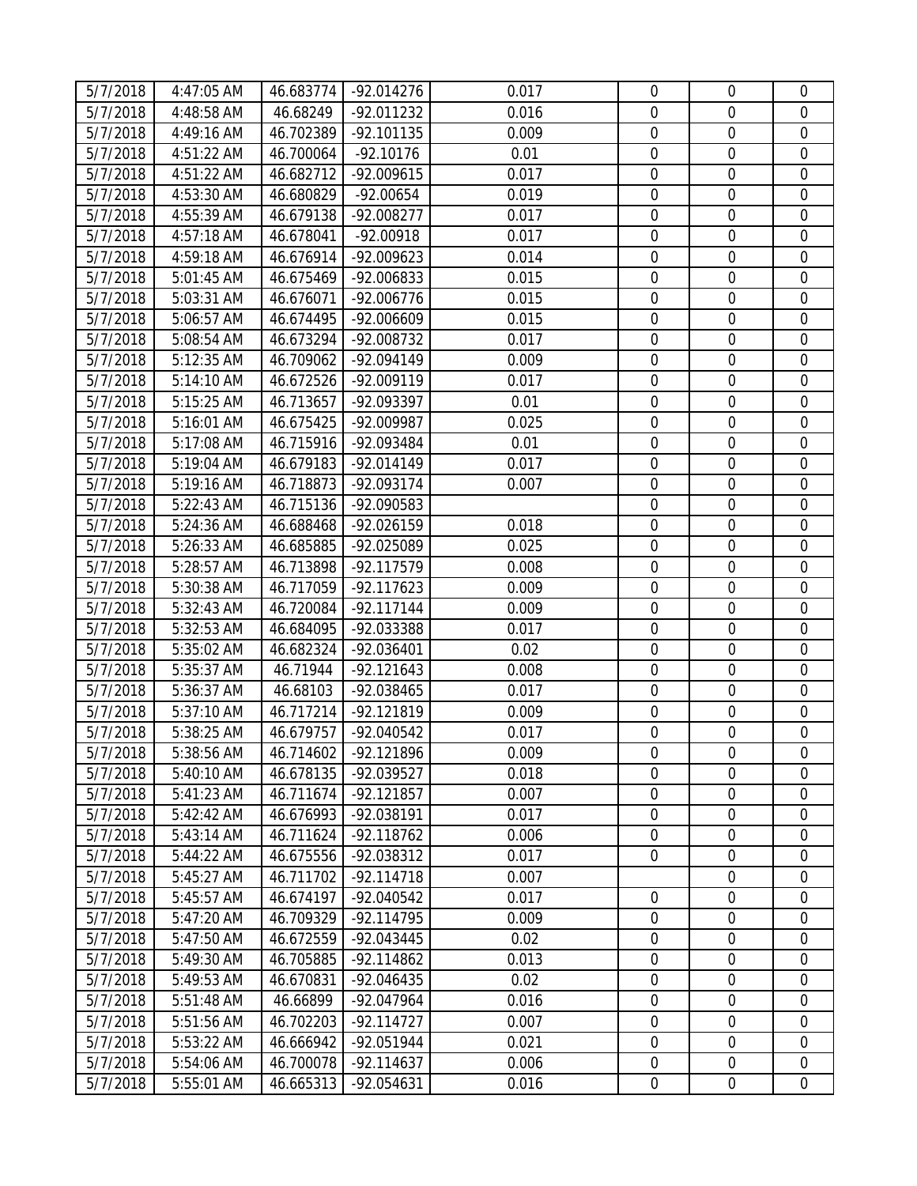| | | | | | | | |
|---|---|---|---|---|---|---|---|
| 5/7/2018 | 4:47:05 AM | 46.683774 | -92.014276 | 0.017 | 0 | 0 | 0 |
| 5/7/2018 | 4:48:58 AM | 46.68249 | -92.011232 | 0.016 | 0 | 0 | 0 |
| 5/7/2018 | 4:49:16 AM | 46.702389 | -92.101135 | 0.009 | 0 | 0 | 0 |
| 5/7/2018 | 4:51:22 AM | 46.700064 | -92.10176 | 0.01 | 0 | 0 | 0 |
| 5/7/2018 | 4:51:22 AM | 46.682712 | -92.009615 | 0.017 | 0 | 0 | 0 |
| 5/7/2018 | 4:53:30 AM | 46.680829 | -92.00654 | 0.019 | 0 | 0 | 0 |
| 5/7/2018 | 4:55:39 AM | 46.679138 | -92.008277 | 0.017 | 0 | 0 | 0 |
| 5/7/2018 | 4:57:18 AM | 46.678041 | -92.00918 | 0.017 | 0 | 0 | 0 |
| 5/7/2018 | 4:59:18 AM | 46.676914 | -92.009623 | 0.014 | 0 | 0 | 0 |
| 5/7/2018 | 5:01:45 AM | 46.675469 | -92.006833 | 0.015 | 0 | 0 | 0 |
| 5/7/2018 | 5:03:31 AM | 46.676071 | -92.006776 | 0.015 | 0 | 0 | 0 |
| 5/7/2018 | 5:06:57 AM | 46.674495 | -92.006609 | 0.015 | 0 | 0 | 0 |
| 5/7/2018 | 5:08:54 AM | 46.673294 | -92.008732 | 0.017 | 0 | 0 | 0 |
| 5/7/2018 | 5:12:35 AM | 46.709062 | -92.094149 | 0.009 | 0 | 0 | 0 |
| 5/7/2018 | 5:14:10 AM | 46.672526 | -92.009119 | 0.017 | 0 | 0 | 0 |
| 5/7/2018 | 5:15:25 AM | 46.713657 | -92.093397 | 0.01 | 0 | 0 | 0 |
| 5/7/2018 | 5:16:01 AM | 46.675425 | -92.009987 | 0.025 | 0 | 0 | 0 |
| 5/7/2018 | 5:17:08 AM | 46.715916 | -92.093484 | 0.01 | 0 | 0 | 0 |
| 5/7/2018 | 5:19:04 AM | 46.679183 | -92.014149 | 0.017 | 0 | 0 | 0 |
| 5/7/2018 | 5:19:16 AM | 46.718873 | -92.093174 | 0.007 | 0 | 0 | 0 |
| 5/7/2018 | 5:22:43 AM | 46.715136 | -92.090583 | | 0 | 0 | 0 |
| 5/7/2018 | 5:24:36 AM | 46.688468 | -92.026159 | 0.018 | 0 | 0 | 0 |
| 5/7/2018 | 5:26:33 AM | 46.685885 | -92.025089 | 0.025 | 0 | 0 | 0 |
| 5/7/2018 | 5:28:57 AM | 46.713898 | -92.117579 | 0.008 | 0 | 0 | 0 |
| 5/7/2018 | 5:30:38 AM | 46.717059 | -92.117623 | 0.009 | 0 | 0 | 0 |
| 5/7/2018 | 5:32:43 AM | 46.720084 | -92.117144 | 0.009 | 0 | 0 | 0 |
| 5/7/2018 | 5:32:53 AM | 46.684095 | -92.033388 | 0.017 | 0 | 0 | 0 |
| 5/7/2018 | 5:35:02 AM | 46.682324 | -92.036401 | 0.02 | 0 | 0 | 0 |
| 5/7/2018 | 5:35:37 AM | 46.71944 | -92.121643 | 0.008 | 0 | 0 | 0 |
| 5/7/2018 | 5:36:37 AM | 46.68103 | -92.038465 | 0.017 | 0 | 0 | 0 |
| 5/7/2018 | 5:37:10 AM | 46.717214 | -92.121819 | 0.009 | 0 | 0 | 0 |
| 5/7/2018 | 5:38:25 AM | 46.679757 | -92.040542 | 0.017 | 0 | 0 | 0 |
| 5/7/2018 | 5:38:56 AM | 46.714602 | -92.121896 | 0.009 | 0 | 0 | 0 |
| 5/7/2018 | 5:40:10 AM | 46.678135 | -92.039527 | 0.018 | 0 | 0 | 0 |
| 5/7/2018 | 5:41:23 AM | 46.711674 | -92.121857 | 0.007 | 0 | 0 | 0 |
| 5/7/2018 | 5:42:42 AM | 46.676993 | -92.038191 | 0.017 | 0 | 0 | 0 |
| 5/7/2018 | 5:43:14 AM | 46.711624 | -92.118762 | 0.006 | 0 | 0 | 0 |
| 5/7/2018 | 5:44:22 AM | 46.675556 | -92.038312 | 0.017 | 0 | 0 | 0 |
| 5/7/2018 | 5:45:27 AM | 46.711702 | -92.114718 | 0.007 | | 0 | 0 |
| 5/7/2018 | 5:45:57 AM | 46.674197 | -92.040542 | 0.017 | 0 | 0 | 0 |
| 5/7/2018 | 5:47:20 AM | 46.709329 | -92.114795 | 0.009 | 0 | 0 | 0 |
| 5/7/2018 | 5:47:50 AM | 46.672559 | -92.043445 | 0.02 | 0 | 0 | 0 |
| 5/7/2018 | 5:49:30 AM | 46.705885 | -92.114862 | 0.013 | 0 | 0 | 0 |
| 5/7/2018 | 5:49:53 AM | 46.670831 | -92.046435 | 0.02 | 0 | 0 | 0 |
| 5/7/2018 | 5:51:48 AM | 46.66899 | -92.047964 | 0.016 | 0 | 0 | 0 |
| 5/7/2018 | 5:51:56 AM | 46.702203 | -92.114727 | 0.007 | 0 | 0 | 0 |
| 5/7/2018 | 5:53:22 AM | 46.666942 | -92.051944 | 0.021 | 0 | 0 | 0 |
| 5/7/2018 | 5:54:06 AM | 46.700078 | -92.114637 | 0.006 | 0 | 0 | 0 |
| 5/7/2018 | 5:55:01 AM | 46.665313 | -92.054631 | 0.016 | 0 | 0 | 0 |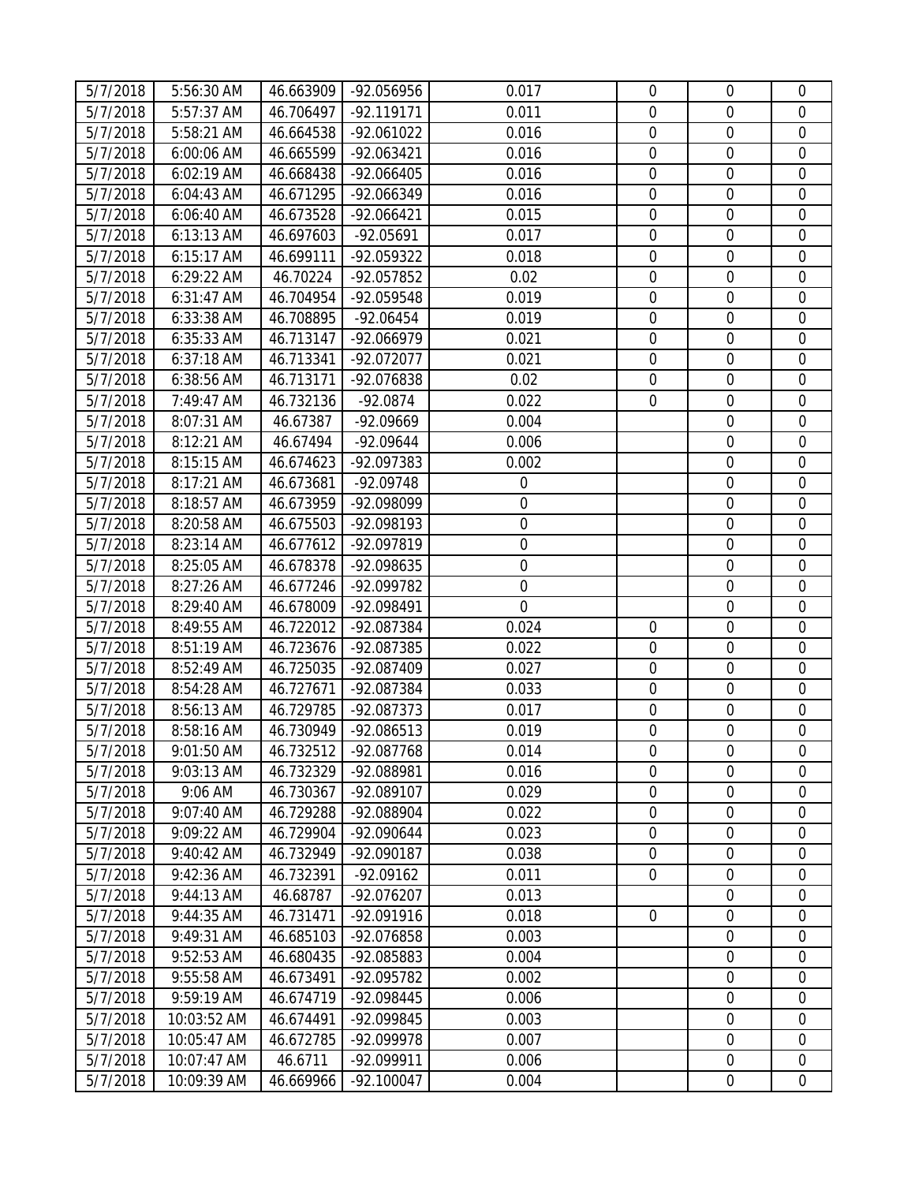| | | | | | | | |
|---|---|---|---|---|---|---|---|
| 5/7/2018 | 5:56:30 AM | 46.663909 | -92.056956 | 0.017 | 0 | 0 | 0 |
| 5/7/2018 | 5:57:37 AM | 46.706497 | -92.119171 | 0.011 | 0 | 0 | 0 |
| 5/7/2018 | 5:58:21 AM | 46.664538 | -92.061022 | 0.016 | 0 | 0 | 0 |
| 5/7/2018 | 6:00:06 AM | 46.665599 | -92.063421 | 0.016 | 0 | 0 | 0 |
| 5/7/2018 | 6:02:19 AM | 46.668438 | -92.066405 | 0.016 | 0 | 0 | 0 |
| 5/7/2018 | 6:04:43 AM | 46.671295 | -92.066349 | 0.016 | 0 | 0 | 0 |
| 5/7/2018 | 6:06:40 AM | 46.673528 | -92.066421 | 0.015 | 0 | 0 | 0 |
| 5/7/2018 | 6:13:13 AM | 46.697603 | -92.05691 | 0.017 | 0 | 0 | 0 |
| 5/7/2018 | 6:15:17 AM | 46.699111 | -92.059322 | 0.018 | 0 | 0 | 0 |
| 5/7/2018 | 6:29:22 AM | 46.70224 | -92.057852 | 0.02 | 0 | 0 | 0 |
| 5/7/2018 | 6:31:47 AM | 46.704954 | -92.059548 | 0.019 | 0 | 0 | 0 |
| 5/7/2018 | 6:33:38 AM | 46.708895 | -92.06454 | 0.019 | 0 | 0 | 0 |
| 5/7/2018 | 6:35:33 AM | 46.713147 | -92.066979 | 0.021 | 0 | 0 | 0 |
| 5/7/2018 | 6:37:18 AM | 46.713341 | -92.072077 | 0.021 | 0 | 0 | 0 |
| 5/7/2018 | 6:38:56 AM | 46.713171 | -92.076838 | 0.02 | 0 | 0 | 0 |
| 5/7/2018 | 7:49:47 AM | 46.732136 | -92.0874 | 0.022 | 0 | 0 | 0 |
| 5/7/2018 | 8:07:31 AM | 46.67387 | -92.09669 | 0.004 | | 0 | 0 |
| 5/7/2018 | 8:12:21 AM | 46.67494 | -92.09644 | 0.006 | | 0 | 0 |
| 5/7/2018 | 8:15:15 AM | 46.674623 | -92.097383 | 0.002 | | 0 | 0 |
| 5/7/2018 | 8:17:21 AM | 46.673681 | -92.09748 | 0 | | 0 | 0 |
| 5/7/2018 | 8:18:57 AM | 46.673959 | -92.098099 | 0 | | 0 | 0 |
| 5/7/2018 | 8:20:58 AM | 46.675503 | -92.098193 | 0 | | 0 | 0 |
| 5/7/2018 | 8:23:14 AM | 46.677612 | -92.097819 | 0 | | 0 | 0 |
| 5/7/2018 | 8:25:05 AM | 46.678378 | -92.098635 | 0 | | 0 | 0 |
| 5/7/2018 | 8:27:26 AM | 46.677246 | -92.099782 | 0 | | 0 | 0 |
| 5/7/2018 | 8:29:40 AM | 46.678009 | -92.098491 | 0 | | 0 | 0 |
| 5/7/2018 | 8:49:55 AM | 46.722012 | -92.087384 | 0.024 | 0 | 0 | 0 |
| 5/7/2018 | 8:51:19 AM | 46.723676 | -92.087385 | 0.022 | 0 | 0 | 0 |
| 5/7/2018 | 8:52:49 AM | 46.725035 | -92.087409 | 0.027 | 0 | 0 | 0 |
| 5/7/2018 | 8:54:28 AM | 46.727671 | -92.087384 | 0.033 | 0 | 0 | 0 |
| 5/7/2018 | 8:56:13 AM | 46.729785 | -92.087373 | 0.017 | 0 | 0 | 0 |
| 5/7/2018 | 8:58:16 AM | 46.730949 | -92.086513 | 0.019 | 0 | 0 | 0 |
| 5/7/2018 | 9:01:50 AM | 46.732512 | -92.087768 | 0.014 | 0 | 0 | 0 |
| 5/7/2018 | 9:03:13 AM | 46.732329 | -92.088981 | 0.016 | 0 | 0 | 0 |
| 5/7/2018 | 9:06 AM | 46.730367 | -92.089107 | 0.029 | 0 | 0 | 0 |
| 5/7/2018 | 9:07:40 AM | 46.729288 | -92.088904 | 0.022 | 0 | 0 | 0 |
| 5/7/2018 | 9:09:22 AM | 46.729904 | -92.090644 | 0.023 | 0 | 0 | 0 |
| 5/7/2018 | 9:40:42 AM | 46.732949 | -92.090187 | 0.038 | 0 | 0 | 0 |
| 5/7/2018 | 9:42:36 AM | 46.732391 | -92.09162 | 0.011 | 0 | 0 | 0 |
| 5/7/2018 | 9:44:13 AM | 46.68787 | -92.076207 | 0.013 | | 0 | 0 |
| 5/7/2018 | 9:44:35 AM | 46.731471 | -92.091916 | 0.018 | 0 | 0 | 0 |
| 5/7/2018 | 9:49:31 AM | 46.685103 | -92.076858 | 0.003 | | 0 | 0 |
| 5/7/2018 | 9:52:53 AM | 46.680435 | -92.085883 | 0.004 | | 0 | 0 |
| 5/7/2018 | 9:55:58 AM | 46.673491 | -92.095782 | 0.002 | | 0 | 0 |
| 5/7/2018 | 9:59:19 AM | 46.674719 | -92.098445 | 0.006 | | 0 | 0 |
| 5/7/2018 | 10:03:52 AM | 46.674491 | -92.099845 | 0.003 | | 0 | 0 |
| 5/7/2018 | 10:05:47 AM | 46.672785 | -92.099978 | 0.007 | | 0 | 0 |
| 5/7/2018 | 10:07:47 AM | 46.6711 | -92.099911 | 0.006 | | 0 | 0 |
| 5/7/2018 | 10:09:39 AM | 46.669966 | -92.100047 | 0.004 | | 0 | 0 |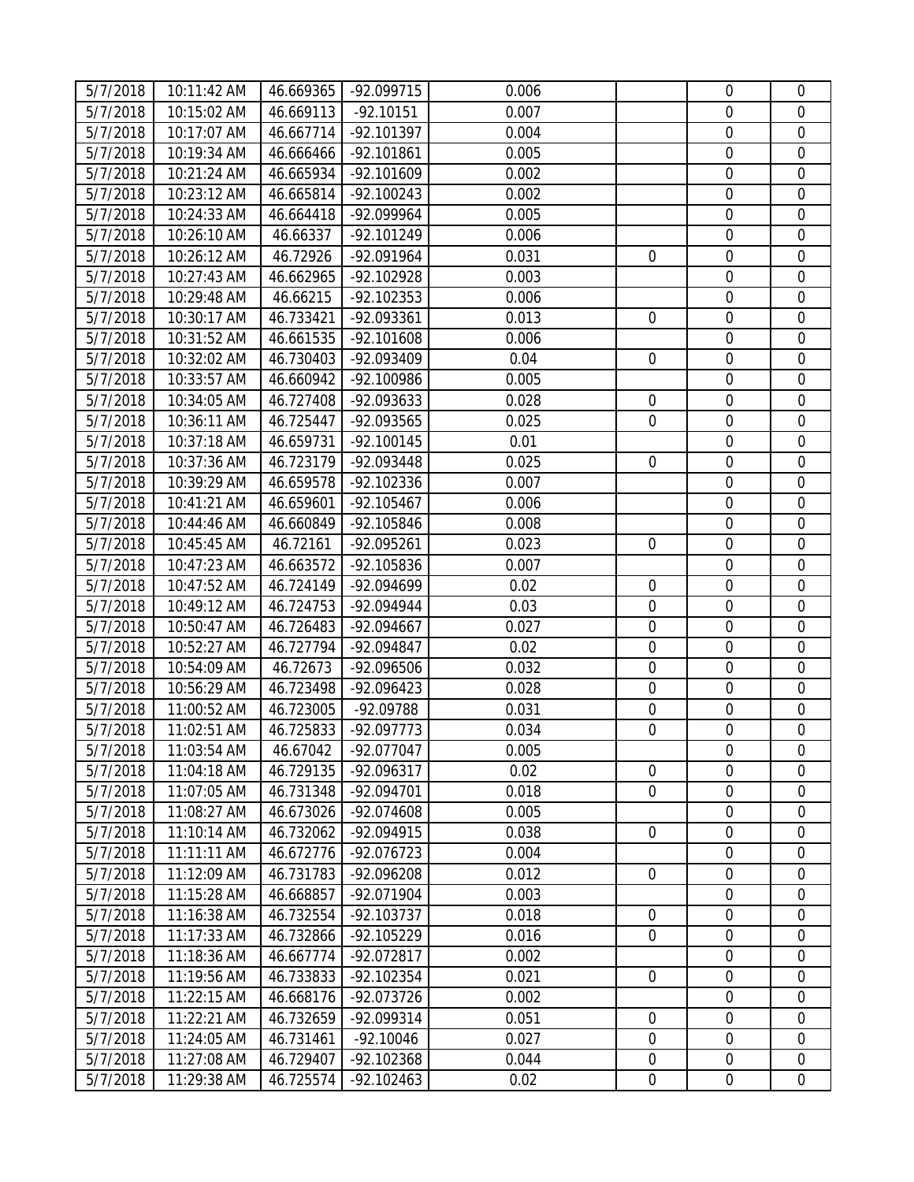| | | | | | | | |
|---|---|---|---|---|---|---|---|
| 5/7/2018 | 10:11:42 AM | 46.669365 | -92.099715 | 0.006 | | 0 | 0 |
| 5/7/2018 | 10:15:02 AM | 46.669113 | -92.10151 | 0.007 | | 0 | 0 |
| 5/7/2018 | 10:17:07 AM | 46.667714 | -92.101397 | 0.004 | | 0 | 0 |
| 5/7/2018 | 10:19:34 AM | 46.666466 | -92.101861 | 0.005 | | 0 | 0 |
| 5/7/2018 | 10:21:24 AM | 46.665934 | -92.101609 | 0.002 | | 0 | 0 |
| 5/7/2018 | 10:23:12 AM | 46.665814 | -92.100243 | 0.002 | | 0 | 0 |
| 5/7/2018 | 10:24:33 AM | 46.664418 | -92.099964 | 0.005 | | 0 | 0 |
| 5/7/2018 | 10:26:10 AM | 46.66337 | -92.101249 | 0.006 | | 0 | 0 |
| 5/7/2018 | 10:26:12 AM | 46.72926 | -92.091964 | 0.031 | 0 | 0 | 0 |
| 5/7/2018 | 10:27:43 AM | 46.662965 | -92.102928 | 0.003 | | 0 | 0 |
| 5/7/2018 | 10:29:48 AM | 46.66215 | -92.102353 | 0.006 | | 0 | 0 |
| 5/7/2018 | 10:30:17 AM | 46.733421 | -92.093361 | 0.013 | 0 | 0 | 0 |
| 5/7/2018 | 10:31:52 AM | 46.661535 | -92.101608 | 0.006 | | 0 | 0 |
| 5/7/2018 | 10:32:02 AM | 46.730403 | -92.093409 | 0.04 | 0 | 0 | 0 |
| 5/7/2018 | 10:33:57 AM | 46.660942 | -92.100986 | 0.005 | | 0 | 0 |
| 5/7/2018 | 10:34:05 AM | 46.727408 | -92.093633 | 0.028 | 0 | 0 | 0 |
| 5/7/2018 | 10:36:11 AM | 46.725447 | -92.093565 | 0.025 | 0 | 0 | 0 |
| 5/7/2018 | 10:37:18 AM | 46.659731 | -92.100145 | 0.01 | | 0 | 0 |
| 5/7/2018 | 10:37:36 AM | 46.723179 | -92.093448 | 0.025 | 0 | 0 | 0 |
| 5/7/2018 | 10:39:29 AM | 46.659578 | -92.102336 | 0.007 | | 0 | 0 |
| 5/7/2018 | 10:41:21 AM | 46.659601 | -92.105467 | 0.006 | | 0 | 0 |
| 5/7/2018 | 10:44:46 AM | 46.660849 | -92.105846 | 0.008 | | 0 | 0 |
| 5/7/2018 | 10:45:45 AM | 46.72161 | -92.095261 | 0.023 | 0 | 0 | 0 |
| 5/7/2018 | 10:47:23 AM | 46.663572 | -92.105836 | 0.007 | | 0 | 0 |
| 5/7/2018 | 10:47:52 AM | 46.724149 | -92.094699 | 0.02 | 0 | 0 | 0 |
| 5/7/2018 | 10:49:12 AM | 46.724753 | -92.094944 | 0.03 | 0 | 0 | 0 |
| 5/7/2018 | 10:50:47 AM | 46.726483 | -92.094667 | 0.027 | 0 | 0 | 0 |
| 5/7/2018 | 10:52:27 AM | 46.727794 | -92.094847 | 0.02 | 0 | 0 | 0 |
| 5/7/2018 | 10:54:09 AM | 46.72673 | -92.096506 | 0.032 | 0 | 0 | 0 |
| 5/7/2018 | 10:56:29 AM | 46.723498 | -92.096423 | 0.028 | 0 | 0 | 0 |
| 5/7/2018 | 11:00:52 AM | 46.723005 | -92.09788 | 0.031 | 0 | 0 | 0 |
| 5/7/2018 | 11:02:51 AM | 46.725833 | -92.097773 | 0.034 | 0 | 0 | 0 |
| 5/7/2018 | 11:03:54 AM | 46.67042 | -92.077047 | 0.005 | | 0 | 0 |
| 5/7/2018 | 11:04:18 AM | 46.729135 | -92.096317 | 0.02 | 0 | 0 | 0 |
| 5/7/2018 | 11:07:05 AM | 46.731348 | -92.094701 | 0.018 | 0 | 0 | 0 |
| 5/7/2018 | 11:08:27 AM | 46.673026 | -92.074608 | 0.005 | | 0 | 0 |
| 5/7/2018 | 11:10:14 AM | 46.732062 | -92.094915 | 0.038 | 0 | 0 | 0 |
| 5/7/2018 | 11:11:11 AM | 46.672776 | -92.076723 | 0.004 | | 0 | 0 |
| 5/7/2018 | 11:12:09 AM | 46.731783 | -92.096208 | 0.012 | 0 | 0 | 0 |
| 5/7/2018 | 11:15:28 AM | 46.668857 | -92.071904 | 0.003 | | 0 | 0 |
| 5/7/2018 | 11:16:38 AM | 46.732554 | -92.103737 | 0.018 | 0 | 0 | 0 |
| 5/7/2018 | 11:17:33 AM | 46.732866 | -92.105229 | 0.016 | 0 | 0 | 0 |
| 5/7/2018 | 11:18:36 AM | 46.667774 | -92.072817 | 0.002 | | 0 | 0 |
| 5/7/2018 | 11:19:56 AM | 46.733833 | -92.102354 | 0.021 | 0 | 0 | 0 |
| 5/7/2018 | 11:22:15 AM | 46.668176 | -92.073726 | 0.002 | | 0 | 0 |
| 5/7/2018 | 11:22:21 AM | 46.732659 | -92.099314 | 0.051 | 0 | 0 | 0 |
| 5/7/2018 | 11:24:05 AM | 46.731461 | -92.10046 | 0.027 | 0 | 0 | 0 |
| 5/7/2018 | 11:27:08 AM | 46.729407 | -92.102368 | 0.044 | 0 | 0 | 0 |
| 5/7/2018 | 11:29:38 AM | 46.725574 | -92.102463 | 0.02 | 0 | 0 | 0 |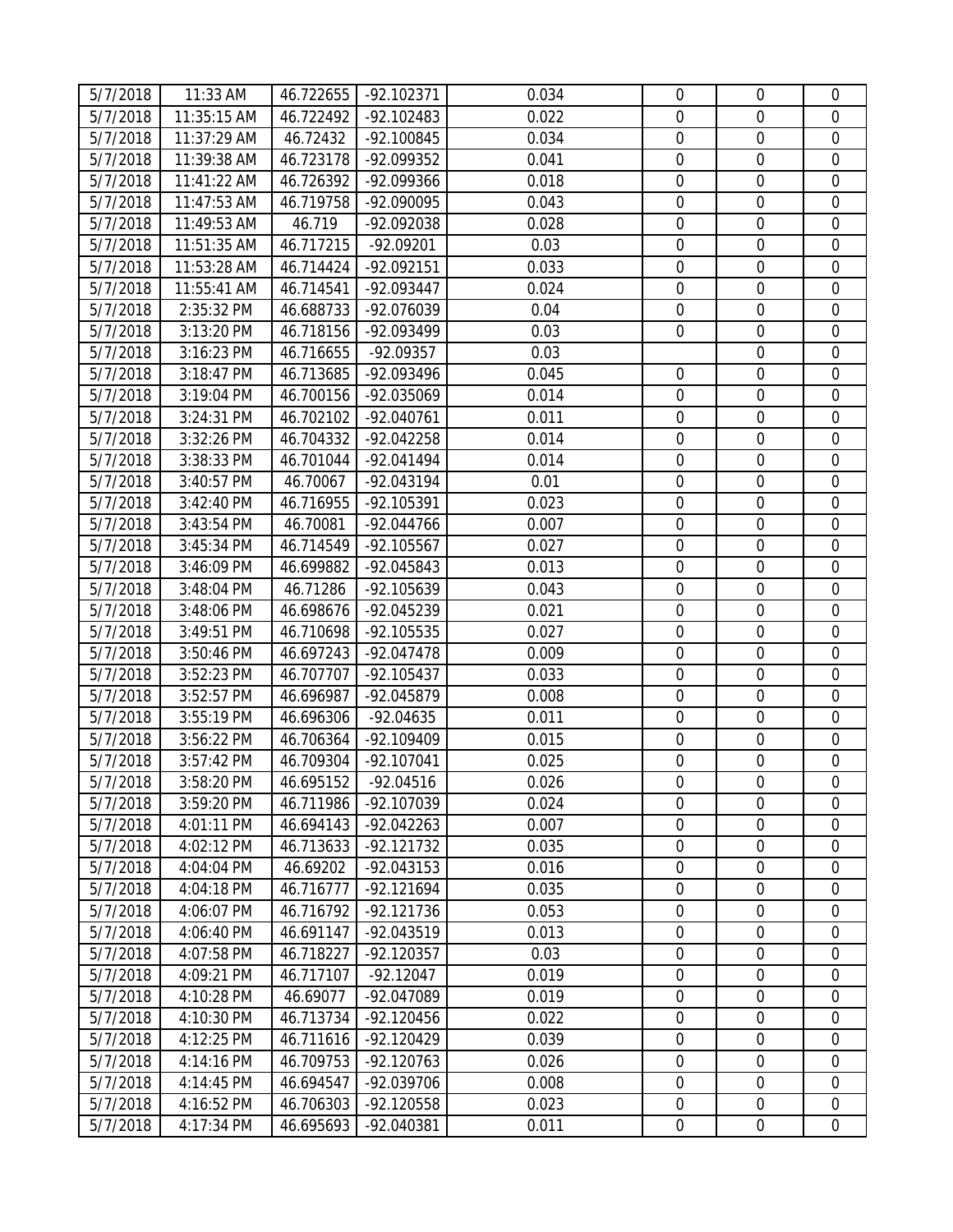| 5/7/2018 | 11:33 AM | 46.722655 | -92.102371 | 0.034 | 0 | 0 | 0 |
|---|---|---|---|---|---|---|---|
| 5/7/2018 | 11:35:15 AM | 46.722492 | -92.102483 | 0.022 | 0 | 0 | 0 |
| 5/7/2018 | 11:37:29 AM | 46.72432 | -92.100845 | 0.034 | 0 | 0 | 0 |
| 5/7/2018 | 11:39:38 AM | 46.723178 | -92.099352 | 0.041 | 0 | 0 | 0 |
| 5/7/2018 | 11:41:22 AM | 46.726392 | -92.099366 | 0.018 | 0 | 0 | 0 |
| 5/7/2018 | 11:47:53 AM | 46.719758 | -92.090095 | 0.043 | 0 | 0 | 0 |
| 5/7/2018 | 11:49:53 AM | 46.719 | -92.092038 | 0.028 | 0 | 0 | 0 |
| 5/7/2018 | 11:51:35 AM | 46.717215 | -92.09201 | 0.03 | 0 | 0 | 0 |
| 5/7/2018 | 11:53:28 AM | 46.714424 | -92.092151 | 0.033 | 0 | 0 | 0 |
| 5/7/2018 | 11:55:41 AM | 46.714541 | -92.093447 | 0.024 | 0 | 0 | 0 |
| 5/7/2018 | 2:35:32 PM | 46.688733 | -92.076039 | 0.04 | 0 | 0 | 0 |
| 5/7/2018 | 3:13:20 PM | 46.718156 | -92.093499 | 0.03 | 0 | 0 | 0 |
| 5/7/2018 | 3:16:23 PM | 46.716655 | -92.09357 | 0.03 | | 0 | 0 |
| 5/7/2018 | 3:18:47 PM | 46.713685 | -92.093496 | 0.045 | 0 | 0 | 0 |
| 5/7/2018 | 3:19:04 PM | 46.700156 | -92.035069 | 0.014 | 0 | 0 | 0 |
| 5/7/2018 | 3:24:31 PM | 46.702102 | -92.040761 | 0.011 | 0 | 0 | 0 |
| 5/7/2018 | 3:32:26 PM | 46.704332 | -92.042258 | 0.014 | 0 | 0 | 0 |
| 5/7/2018 | 3:38:33 PM | 46.701044 | -92.041494 | 0.014 | 0 | 0 | 0 |
| 5/7/2018 | 3:40:57 PM | 46.70067 | -92.043194 | 0.01 | 0 | 0 | 0 |
| 5/7/2018 | 3:42:40 PM | 46.716955 | -92.105391 | 0.023 | 0 | 0 | 0 |
| 5/7/2018 | 3:43:54 PM | 46.70081 | -92.044766 | 0.007 | 0 | 0 | 0 |
| 5/7/2018 | 3:45:34 PM | 46.714549 | -92.105567 | 0.027 | 0 | 0 | 0 |
| 5/7/2018 | 3:46:09 PM | 46.699882 | -92.045843 | 0.013 | 0 | 0 | 0 |
| 5/7/2018 | 3:48:04 PM | 46.71286 | -92.105639 | 0.043 | 0 | 0 | 0 |
| 5/7/2018 | 3:48:06 PM | 46.698676 | -92.045239 | 0.021 | 0 | 0 | 0 |
| 5/7/2018 | 3:49:51 PM | 46.710698 | -92.105535 | 0.027 | 0 | 0 | 0 |
| 5/7/2018 | 3:50:46 PM | 46.697243 | -92.047478 | 0.009 | 0 | 0 | 0 |
| 5/7/2018 | 3:52:23 PM | 46.707707 | -92.105437 | 0.033 | 0 | 0 | 0 |
| 5/7/2018 | 3:52:57 PM | 46.696987 | -92.045879 | 0.008 | 0 | 0 | 0 |
| 5/7/2018 | 3:55:19 PM | 46.696306 | -92.04635 | 0.011 | 0 | 0 | 0 |
| 5/7/2018 | 3:56:22 PM | 46.706364 | -92.109409 | 0.015 | 0 | 0 | 0 |
| 5/7/2018 | 3:57:42 PM | 46.709304 | -92.107041 | 0.025 | 0 | 0 | 0 |
| 5/7/2018 | 3:58:20 PM | 46.695152 | -92.04516 | 0.026 | 0 | 0 | 0 |
| 5/7/2018 | 3:59:20 PM | 46.711986 | -92.107039 | 0.024 | 0 | 0 | 0 |
| 5/7/2018 | 4:01:11 PM | 46.694143 | -92.042263 | 0.007 | 0 | 0 | 0 |
| 5/7/2018 | 4:02:12 PM | 46.713633 | -92.121732 | 0.035 | 0 | 0 | 0 |
| 5/7/2018 | 4:04:04 PM | 46.69202 | -92.043153 | 0.016 | 0 | 0 | 0 |
| 5/7/2018 | 4:04:18 PM | 46.716777 | -92.121694 | 0.035 | 0 | 0 | 0 |
| 5/7/2018 | 4:06:07 PM | 46.716792 | -92.121736 | 0.053 | 0 | 0 | 0 |
| 5/7/2018 | 4:06:40 PM | 46.691147 | -92.043519 | 0.013 | 0 | 0 | 0 |
| 5/7/2018 | 4:07:58 PM | 46.718227 | -92.120357 | 0.03 | 0 | 0 | 0 |
| 5/7/2018 | 4:09:21 PM | 46.717107 | -92.12047 | 0.019 | 0 | 0 | 0 |
| 5/7/2018 | 4:10:28 PM | 46.69077 | -92.047089 | 0.019 | 0 | 0 | 0 |
| 5/7/2018 | 4:10:30 PM | 46.713734 | -92.120456 | 0.022 | 0 | 0 | 0 |
| 5/7/2018 | 4:12:25 PM | 46.711616 | -92.120429 | 0.039 | 0 | 0 | 0 |
| 5/7/2018 | 4:14:16 PM | 46.709753 | -92.120763 | 0.026 | 0 | 0 | 0 |
| 5/7/2018 | 4:14:45 PM | 46.694547 | -92.039706 | 0.008 | 0 | 0 | 0 |
| 5/7/2018 | 4:16:52 PM | 46.706303 | -92.120558 | 0.023 | 0 | 0 | 0 |
| 5/7/2018 | 4:17:34 PM | 46.695693 | -92.040381 | 0.011 | 0 | 0 | 0 |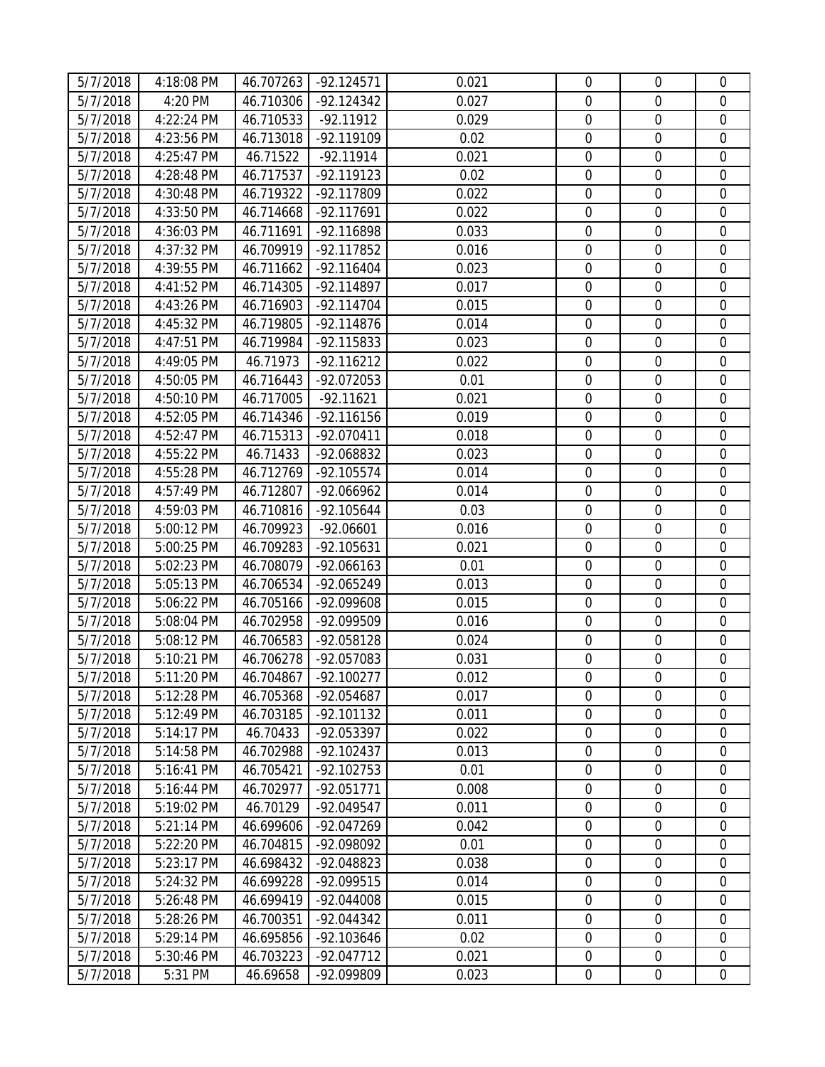| | | | | | | | |
|---|---|---|---|---|---|---|---|
| 5/7/2018 | 4:18:08 PM | 46.707263 | -92.124571 | 0.021 | 0 | 0 | 0 |
| 5/7/2018 | 4:20 PM | 46.710306 | -92.124342 | 0.027 | 0 | 0 | 0 |
| 5/7/2018 | 4:22:24 PM | 46.710533 | -92.11912 | 0.029 | 0 | 0 | 0 |
| 5/7/2018 | 4:23:56 PM | 46.713018 | -92.119109 | 0.02 | 0 | 0 | 0 |
| 5/7/2018 | 4:25:47 PM | 46.71522 | -92.11914 | 0.021 | 0 | 0 | 0 |
| 5/7/2018 | 4:28:48 PM | 46.717537 | -92.119123 | 0.02 | 0 | 0 | 0 |
| 5/7/2018 | 4:30:48 PM | 46.719322 | -92.117809 | 0.022 | 0 | 0 | 0 |
| 5/7/2018 | 4:33:50 PM | 46.714668 | -92.117691 | 0.022 | 0 | 0 | 0 |
| 5/7/2018 | 4:36:03 PM | 46.711691 | -92.116898 | 0.033 | 0 | 0 | 0 |
| 5/7/2018 | 4:37:32 PM | 46.709919 | -92.117852 | 0.016 | 0 | 0 | 0 |
| 5/7/2018 | 4:39:55 PM | 46.711662 | -92.116404 | 0.023 | 0 | 0 | 0 |
| 5/7/2018 | 4:41:52 PM | 46.714305 | -92.114897 | 0.017 | 0 | 0 | 0 |
| 5/7/2018 | 4:43:26 PM | 46.716903 | -92.114704 | 0.015 | 0 | 0 | 0 |
| 5/7/2018 | 4:45:32 PM | 46.719805 | -92.114876 | 0.014 | 0 | 0 | 0 |
| 5/7/2018 | 4:47:51 PM | 46.719984 | -92.115833 | 0.023 | 0 | 0 | 0 |
| 5/7/2018 | 4:49:05 PM | 46.71973 | -92.116212 | 0.022 | 0 | 0 | 0 |
| 5/7/2018 | 4:50:05 PM | 46.716443 | -92.072053 | 0.01 | 0 | 0 | 0 |
| 5/7/2018 | 4:50:10 PM | 46.717005 | -92.11621 | 0.021 | 0 | 0 | 0 |
| 5/7/2018 | 4:52:05 PM | 46.714346 | -92.116156 | 0.019 | 0 | 0 | 0 |
| 5/7/2018 | 4:52:47 PM | 46.715313 | -92.070411 | 0.018 | 0 | 0 | 0 |
| 5/7/2018 | 4:55:22 PM | 46.71433 | -92.068832 | 0.023 | 0 | 0 | 0 |
| 5/7/2018 | 4:55:28 PM | 46.712769 | -92.105574 | 0.014 | 0 | 0 | 0 |
| 5/7/2018 | 4:57:49 PM | 46.712807 | -92.066962 | 0.014 | 0 | 0 | 0 |
| 5/7/2018 | 4:59:03 PM | 46.710816 | -92.105644 | 0.03 | 0 | 0 | 0 |
| 5/7/2018 | 5:00:12 PM | 46.709923 | -92.06601 | 0.016 | 0 | 0 | 0 |
| 5/7/2018 | 5:00:25 PM | 46.709283 | -92.105631 | 0.021 | 0 | 0 | 0 |
| 5/7/2018 | 5:02:23 PM | 46.708079 | -92.066163 | 0.01 | 0 | 0 | 0 |
| 5/7/2018 | 5:05:13 PM | 46.706534 | -92.065249 | 0.013 | 0 | 0 | 0 |
| 5/7/2018 | 5:06:22 PM | 46.705166 | -92.099608 | 0.015 | 0 | 0 | 0 |
| 5/7/2018 | 5:08:04 PM | 46.702958 | -92.099509 | 0.016 | 0 | 0 | 0 |
| 5/7/2018 | 5:08:12 PM | 46.706583 | -92.058128 | 0.024 | 0 | 0 | 0 |
| 5/7/2018 | 5:10:21 PM | 46.706278 | -92.057083 | 0.031 | 0 | 0 | 0 |
| 5/7/2018 | 5:11:20 PM | 46.704867 | -92.100277 | 0.012 | 0 | 0 | 0 |
| 5/7/2018 | 5:12:28 PM | 46.705368 | -92.054687 | 0.017 | 0 | 0 | 0 |
| 5/7/2018 | 5:12:49 PM | 46.703185 | -92.101132 | 0.011 | 0 | 0 | 0 |
| 5/7/2018 | 5:14:17 PM | 46.70433 | -92.053397 | 0.022 | 0 | 0 | 0 |
| 5/7/2018 | 5:14:58 PM | 46.702988 | -92.102437 | 0.013 | 0 | 0 | 0 |
| 5/7/2018 | 5:16:41 PM | 46.705421 | -92.102753 | 0.01 | 0 | 0 | 0 |
| 5/7/2018 | 5:16:44 PM | 46.702977 | -92.051771 | 0.008 | 0 | 0 | 0 |
| 5/7/2018 | 5:19:02 PM | 46.70129 | -92.049547 | 0.011 | 0 | 0 | 0 |
| 5/7/2018 | 5:21:14 PM | 46.699606 | -92.047269 | 0.042 | 0 | 0 | 0 |
| 5/7/2018 | 5:22:20 PM | 46.704815 | -92.098092 | 0.01 | 0 | 0 | 0 |
| 5/7/2018 | 5:23:17 PM | 46.698432 | -92.048823 | 0.038 | 0 | 0 | 0 |
| 5/7/2018 | 5:24:32 PM | 46.699228 | -92.099515 | 0.014 | 0 | 0 | 0 |
| 5/7/2018 | 5:26:48 PM | 46.699419 | -92.044008 | 0.015 | 0 | 0 | 0 |
| 5/7/2018 | 5:28:26 PM | 46.700351 | -92.044342 | 0.011 | 0 | 0 | 0 |
| 5/7/2018 | 5:29:14 PM | 46.695856 | -92.103646 | 0.02 | 0 | 0 | 0 |
| 5/7/2018 | 5:30:46 PM | 46.703223 | -92.047712 | 0.021 | 0 | 0 | 0 |
| 5/7/2018 | 5:31 PM | 46.69658 | -92.099809 | 0.023 | 0 | 0 | 0 |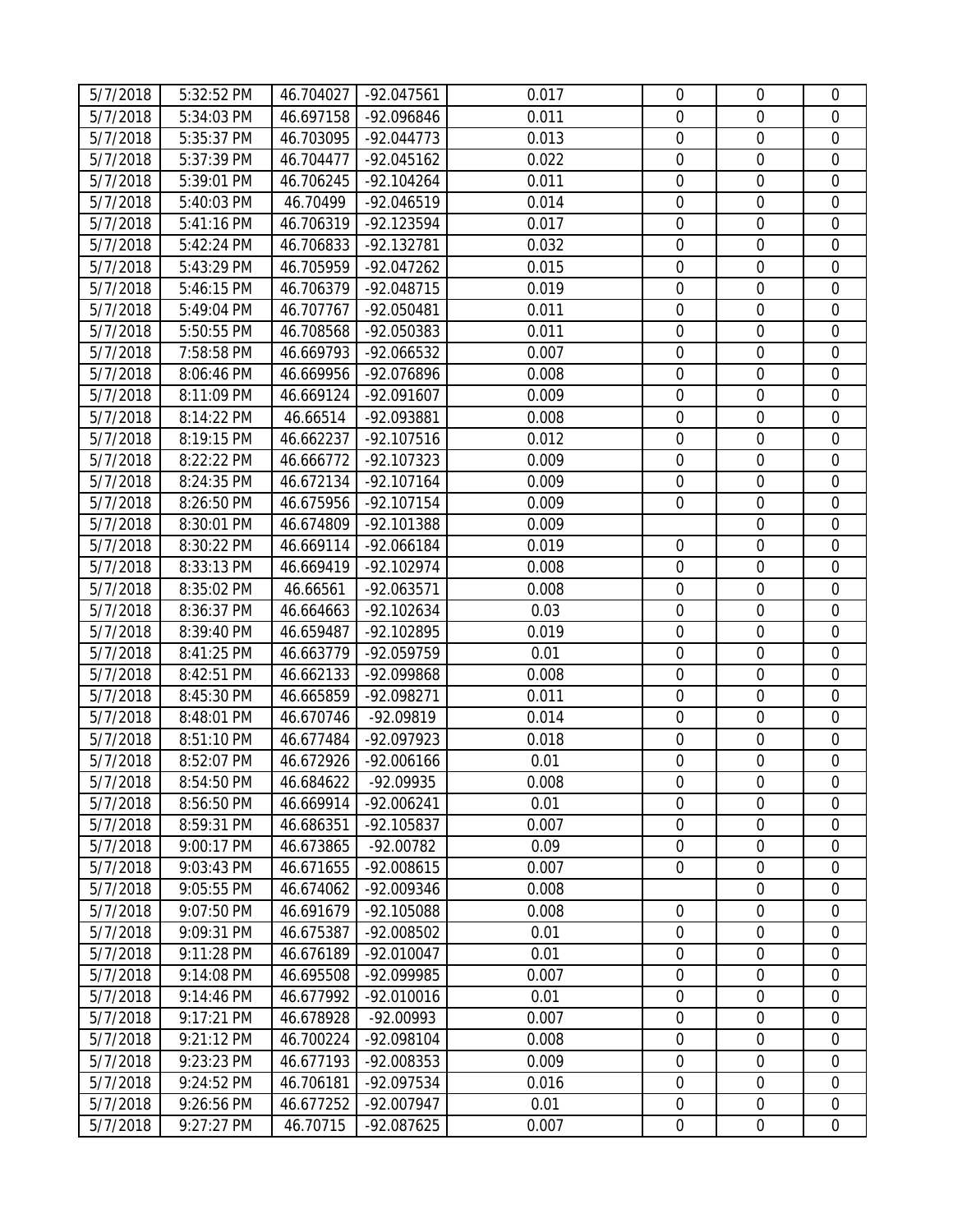| | | | | | | | |
|---|---|---|---|---|---|---|---|
| 5/7/2018 | 5:32:52 PM | 46.704027 | -92.047561 | 0.017 | 0 | 0 | 0 |
| 5/7/2018 | 5:34:03 PM | 46.697158 | -92.096846 | 0.011 | 0 | 0 | 0 |
| 5/7/2018 | 5:35:37 PM | 46.703095 | -92.044773 | 0.013 | 0 | 0 | 0 |
| 5/7/2018 | 5:37:39 PM | 46.704477 | -92.045162 | 0.022 | 0 | 0 | 0 |
| 5/7/2018 | 5:39:01 PM | 46.706245 | -92.104264 | 0.011 | 0 | 0 | 0 |
| 5/7/2018 | 5:40:03 PM | 46.70499 | -92.046519 | 0.014 | 0 | 0 | 0 |
| 5/7/2018 | 5:41:16 PM | 46.706319 | -92.123594 | 0.017 | 0 | 0 | 0 |
| 5/7/2018 | 5:42:24 PM | 46.706833 | -92.132781 | 0.032 | 0 | 0 | 0 |
| 5/7/2018 | 5:43:29 PM | 46.705959 | -92.047262 | 0.015 | 0 | 0 | 0 |
| 5/7/2018 | 5:46:15 PM | 46.706379 | -92.048715 | 0.019 | 0 | 0 | 0 |
| 5/7/2018 | 5:49:04 PM | 46.707767 | -92.050481 | 0.011 | 0 | 0 | 0 |
| 5/7/2018 | 5:50:55 PM | 46.708568 | -92.050383 | 0.011 | 0 | 0 | 0 |
| 5/7/2018 | 7:58:58 PM | 46.669793 | -92.066532 | 0.007 | 0 | 0 | 0 |
| 5/7/2018 | 8:06:46 PM | 46.669956 | -92.076896 | 0.008 | 0 | 0 | 0 |
| 5/7/2018 | 8:11:09 PM | 46.669124 | -92.091607 | 0.009 | 0 | 0 | 0 |
| 5/7/2018 | 8:14:22 PM | 46.66514 | -92.093881 | 0.008 | 0 | 0 | 0 |
| 5/7/2018 | 8:19:15 PM | 46.662237 | -92.107516 | 0.012 | 0 | 0 | 0 |
| 5/7/2018 | 8:22:22 PM | 46.666772 | -92.107323 | 0.009 | 0 | 0 | 0 |
| 5/7/2018 | 8:24:35 PM | 46.672134 | -92.107164 | 0.009 | 0 | 0 | 0 |
| 5/7/2018 | 8:26:50 PM | 46.675956 | -92.107154 | 0.009 | 0 | 0 | 0 |
| 5/7/2018 | 8:30:01 PM | 46.674809 | -92.101388 | 0.009 | | 0 | 0 |
| 5/7/2018 | 8:30:22 PM | 46.669114 | -92.066184 | 0.019 | 0 | 0 | 0 |
| 5/7/2018 | 8:33:13 PM | 46.669419 | -92.102974 | 0.008 | 0 | 0 | 0 |
| 5/7/2018 | 8:35:02 PM | 46.66561 | -92.063571 | 0.008 | 0 | 0 | 0 |
| 5/7/2018 | 8:36:37 PM | 46.664663 | -92.102634 | 0.03 | 0 | 0 | 0 |
| 5/7/2018 | 8:39:40 PM | 46.659487 | -92.102895 | 0.019 | 0 | 0 | 0 |
| 5/7/2018 | 8:41:25 PM | 46.663779 | -92.059759 | 0.01 | 0 | 0 | 0 |
| 5/7/2018 | 8:42:51 PM | 46.662133 | -92.099868 | 0.008 | 0 | 0 | 0 |
| 5/7/2018 | 8:45:30 PM | 46.665859 | -92.098271 | 0.011 | 0 | 0 | 0 |
| 5/7/2018 | 8:48:01 PM | 46.670746 | -92.09819 | 0.014 | 0 | 0 | 0 |
| 5/7/2018 | 8:51:10 PM | 46.677484 | -92.097923 | 0.018 | 0 | 0 | 0 |
| 5/7/2018 | 8:52:07 PM | 46.672926 | -92.006166 | 0.01 | 0 | 0 | 0 |
| 5/7/2018 | 8:54:50 PM | 46.684622 | -92.09935 | 0.008 | 0 | 0 | 0 |
| 5/7/2018 | 8:56:50 PM | 46.669914 | -92.006241 | 0.01 | 0 | 0 | 0 |
| 5/7/2018 | 8:59:31 PM | 46.686351 | -92.105837 | 0.007 | 0 | 0 | 0 |
| 5/7/2018 | 9:00:17 PM | 46.673865 | -92.00782 | 0.09 | 0 | 0 | 0 |
| 5/7/2018 | 9:03:43 PM | 46.671655 | -92.008615 | 0.007 | 0 | 0 | 0 |
| 5/7/2018 | 9:05:55 PM | 46.674062 | -92.009346 | 0.008 | | 0 | 0 |
| 5/7/2018 | 9:07:50 PM | 46.691679 | -92.105088 | 0.008 | 0 | 0 | 0 |
| 5/7/2018 | 9:09:31 PM | 46.675387 | -92.008502 | 0.01 | 0 | 0 | 0 |
| 5/7/2018 | 9:11:28 PM | 46.676189 | -92.010047 | 0.01 | 0 | 0 | 0 |
| 5/7/2018 | 9:14:08 PM | 46.695508 | -92.099985 | 0.007 | 0 | 0 | 0 |
| 5/7/2018 | 9:14:46 PM | 46.677992 | -92.010016 | 0.01 | 0 | 0 | 0 |
| 5/7/2018 | 9:17:21 PM | 46.678928 | -92.00993 | 0.007 | 0 | 0 | 0 |
| 5/7/2018 | 9:21:12 PM | 46.700224 | -92.098104 | 0.008 | 0 | 0 | 0 |
| 5/7/2018 | 9:23:23 PM | 46.677193 | -92.008353 | 0.009 | 0 | 0 | 0 |
| 5/7/2018 | 9:24:52 PM | 46.706181 | -92.097534 | 0.016 | 0 | 0 | 0 |
| 5/7/2018 | 9:26:56 PM | 46.677252 | -92.007947 | 0.01 | 0 | 0 | 0 |
| 5/7/2018 | 9:27:27 PM | 46.70715 | -92.087625 | 0.007 | 0 | 0 | 0 |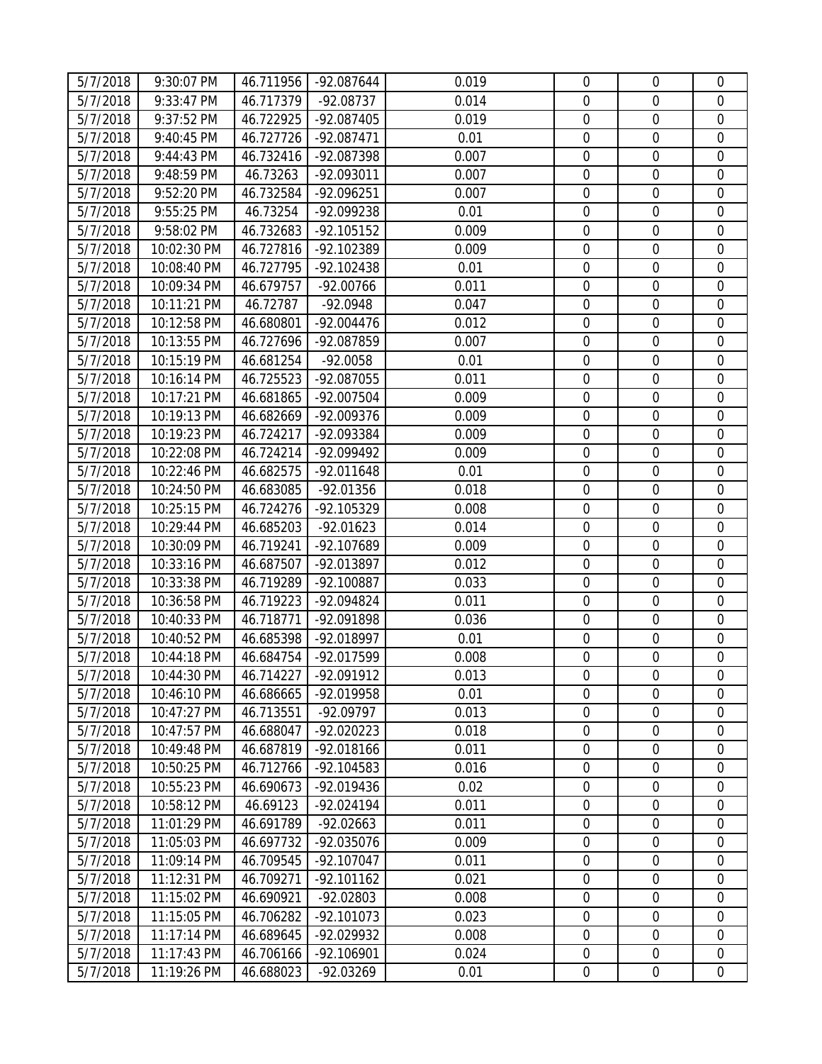| | | | | | | | |
|---|---|---|---|---|---|---|---|
| 5/7/2018 | 9:30:07 PM | 46.711956 | -92.087644 | 0.019 | 0 | 0 | 0 |
| 5/7/2018 | 9:33:47 PM | 46.717379 | -92.08737 | 0.014 | 0 | 0 | 0 |
| 5/7/2018 | 9:37:52 PM | 46.722925 | -92.087405 | 0.019 | 0 | 0 | 0 |
| 5/7/2018 | 9:40:45 PM | 46.727726 | -92.087471 | 0.01 | 0 | 0 | 0 |
| 5/7/2018 | 9:44:43 PM | 46.732416 | -92.087398 | 0.007 | 0 | 0 | 0 |
| 5/7/2018 | 9:48:59 PM | 46.73263 | -92.093011 | 0.007 | 0 | 0 | 0 |
| 5/7/2018 | 9:52:20 PM | 46.732584 | -92.096251 | 0.007 | 0 | 0 | 0 |
| 5/7/2018 | 9:55:25 PM | 46.73254 | -92.099238 | 0.01 | 0 | 0 | 0 |
| 5/7/2018 | 9:58:02 PM | 46.732683 | -92.105152 | 0.009 | 0 | 0 | 0 |
| 5/7/2018 | 10:02:30 PM | 46.727816 | -92.102389 | 0.009 | 0 | 0 | 0 |
| 5/7/2018 | 10:08:40 PM | 46.727795 | -92.102438 | 0.01 | 0 | 0 | 0 |
| 5/7/2018 | 10:09:34 PM | 46.679757 | -92.00766 | 0.011 | 0 | 0 | 0 |
| 5/7/2018 | 10:11:21 PM | 46.72787 | -92.0948 | 0.047 | 0 | 0 | 0 |
| 5/7/2018 | 10:12:58 PM | 46.680801 | -92.004476 | 0.012 | 0 | 0 | 0 |
| 5/7/2018 | 10:13:55 PM | 46.727696 | -92.087859 | 0.007 | 0 | 0 | 0 |
| 5/7/2018 | 10:15:19 PM | 46.681254 | -92.0058 | 0.01 | 0 | 0 | 0 |
| 5/7/2018 | 10:16:14 PM | 46.725523 | -92.087055 | 0.011 | 0 | 0 | 0 |
| 5/7/2018 | 10:17:21 PM | 46.681865 | -92.007504 | 0.009 | 0 | 0 | 0 |
| 5/7/2018 | 10:19:13 PM | 46.682669 | -92.009376 | 0.009 | 0 | 0 | 0 |
| 5/7/2018 | 10:19:23 PM | 46.724217 | -92.093384 | 0.009 | 0 | 0 | 0 |
| 5/7/2018 | 10:22:08 PM | 46.724214 | -92.099492 | 0.009 | 0 | 0 | 0 |
| 5/7/2018 | 10:22:46 PM | 46.682575 | -92.011648 | 0.01 | 0 | 0 | 0 |
| 5/7/2018 | 10:24:50 PM | 46.683085 | -92.01356 | 0.018 | 0 | 0 | 0 |
| 5/7/2018 | 10:25:15 PM | 46.724276 | -92.105329 | 0.008 | 0 | 0 | 0 |
| 5/7/2018 | 10:29:44 PM | 46.685203 | -92.01623 | 0.014 | 0 | 0 | 0 |
| 5/7/2018 | 10:30:09 PM | 46.719241 | -92.107689 | 0.009 | 0 | 0 | 0 |
| 5/7/2018 | 10:33:16 PM | 46.687507 | -92.013897 | 0.012 | 0 | 0 | 0 |
| 5/7/2018 | 10:33:38 PM | 46.719289 | -92.100887 | 0.033 | 0 | 0 | 0 |
| 5/7/2018 | 10:36:58 PM | 46.719223 | -92.094824 | 0.011 | 0 | 0 | 0 |
| 5/7/2018 | 10:40:33 PM | 46.718771 | -92.091898 | 0.036 | 0 | 0 | 0 |
| 5/7/2018 | 10:40:52 PM | 46.685398 | -92.018997 | 0.01 | 0 | 0 | 0 |
| 5/7/2018 | 10:44:18 PM | 46.684754 | -92.017599 | 0.008 | 0 | 0 | 0 |
| 5/7/2018 | 10:44:30 PM | 46.714227 | -92.091912 | 0.013 | 0 | 0 | 0 |
| 5/7/2018 | 10:46:10 PM | 46.686665 | -92.019958 | 0.01 | 0 | 0 | 0 |
| 5/7/2018 | 10:47:27 PM | 46.713551 | -92.09797 | 0.013 | 0 | 0 | 0 |
| 5/7/2018 | 10:47:57 PM | 46.688047 | -92.020223 | 0.018 | 0 | 0 | 0 |
| 5/7/2018 | 10:49:48 PM | 46.687819 | -92.018166 | 0.011 | 0 | 0 | 0 |
| 5/7/2018 | 10:50:25 PM | 46.712766 | -92.104583 | 0.016 | 0 | 0 | 0 |
| 5/7/2018 | 10:55:23 PM | 46.690673 | -92.019436 | 0.02 | 0 | 0 | 0 |
| 5/7/2018 | 10:58:12 PM | 46.69123 | -92.024194 | 0.011 | 0 | 0 | 0 |
| 5/7/2018 | 11:01:29 PM | 46.691789 | -92.02663 | 0.011 | 0 | 0 | 0 |
| 5/7/2018 | 11:05:03 PM | 46.697732 | -92.035076 | 0.009 | 0 | 0 | 0 |
| 5/7/2018 | 11:09:14 PM | 46.709545 | -92.107047 | 0.011 | 0 | 0 | 0 |
| 5/7/2018 | 11:12:31 PM | 46.709271 | -92.101162 | 0.021 | 0 | 0 | 0 |
| 5/7/2018 | 11:15:02 PM | 46.690921 | -92.02803 | 0.008 | 0 | 0 | 0 |
| 5/7/2018 | 11:15:05 PM | 46.706282 | -92.101073 | 0.023 | 0 | 0 | 0 |
| 5/7/2018 | 11:17:14 PM | 46.689645 | -92.029932 | 0.008 | 0 | 0 | 0 |
| 5/7/2018 | 11:17:43 PM | 46.706166 | -92.106901 | 0.024 | 0 | 0 | 0 |
| 5/7/2018 | 11:19:26 PM | 46.688023 | -92.03269 | 0.01 | 0 | 0 | 0 |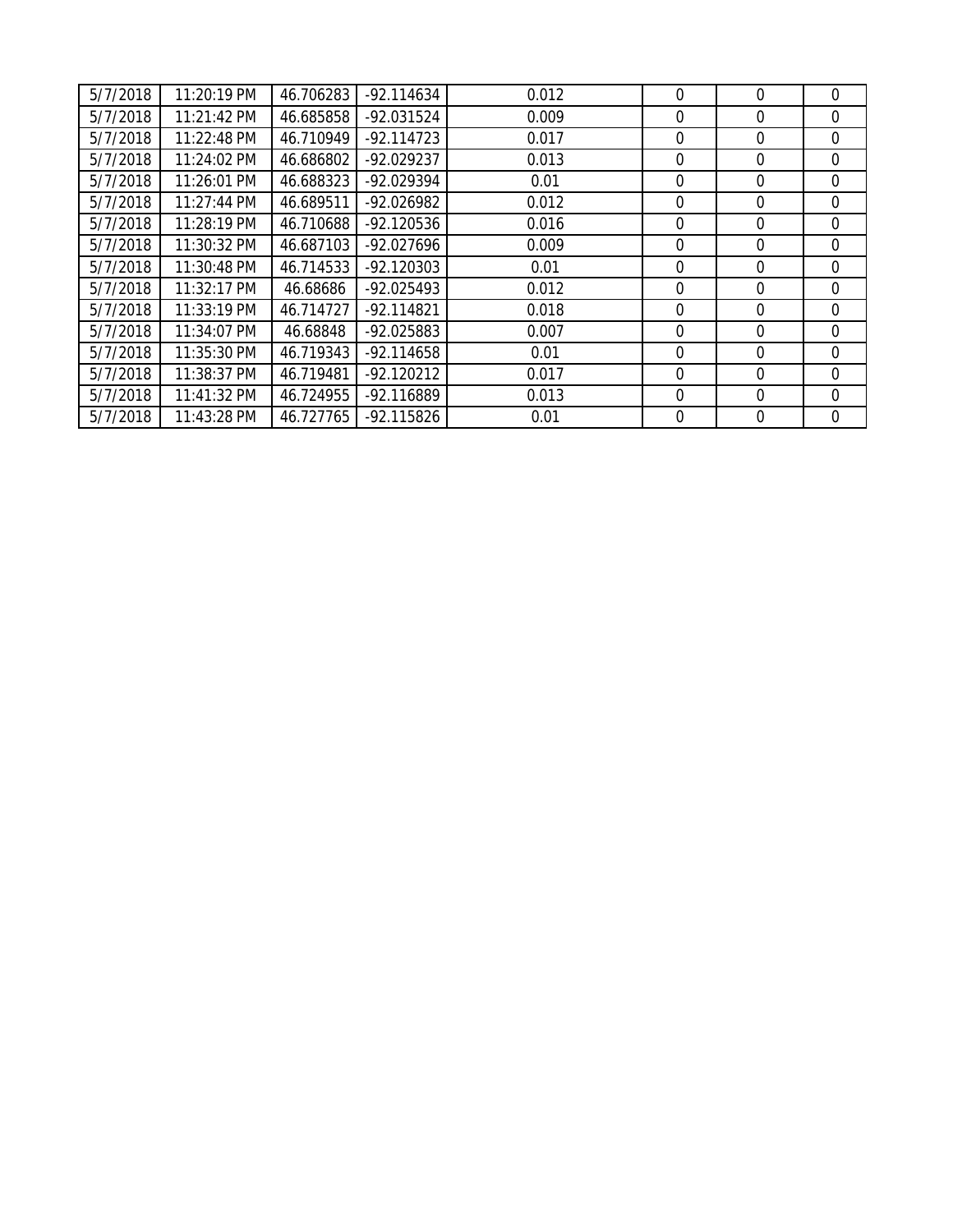| | | | | | | | |
|---|---|---|---|---|---|---|---|
| 5/7/2018 | 11:20:19 PM | 46.706283 | -92.114634 | 0.012 | 0 | 0 | 0 |
| 5/7/2018 | 11:21:42 PM | 46.685858 | -92.031524 | 0.009 | 0 | 0 | 0 |
| 5/7/2018 | 11:22:48 PM | 46.710949 | -92.114723 | 0.017 | 0 | 0 | 0 |
| 5/7/2018 | 11:24:02 PM | 46.686802 | -92.029237 | 0.013 | 0 | 0 | 0 |
| 5/7/2018 | 11:26:01 PM | 46.688323 | -92.029394 | 0.01 | 0 | 0 | 0 |
| 5/7/2018 | 11:27:44 PM | 46.689511 | -92.026982 | 0.012 | 0 | 0 | 0 |
| 5/7/2018 | 11:28:19 PM | 46.710688 | -92.120536 | 0.016 | 0 | 0 | 0 |
| 5/7/2018 | 11:30:32 PM | 46.687103 | -92.027696 | 0.009 | 0 | 0 | 0 |
| 5/7/2018 | 11:30:48 PM | 46.714533 | -92.120303 | 0.01 | 0 | 0 | 0 |
| 5/7/2018 | 11:32:17 PM | 46.68686 | -92.025493 | 0.012 | 0 | 0 | 0 |
| 5/7/2018 | 11:33:19 PM | 46.714727 | -92.114821 | 0.018 | 0 | 0 | 0 |
| 5/7/2018 | 11:34:07 PM | 46.68848 | -92.025883 | 0.007 | 0 | 0 | 0 |
| 5/7/2018 | 11:35:30 PM | 46.719343 | -92.114658 | 0.01 | 0 | 0 | 0 |
| 5/7/2018 | 11:38:37 PM | 46.719481 | -92.120212 | 0.017 | 0 | 0 | 0 |
| 5/7/2018 | 11:41:32 PM | 46.724955 | -92.116889 | 0.013 | 0 | 0 | 0 |
| 5/7/2018 | 11:43:28 PM | 46.727765 | -92.115826 | 0.01 | 0 | 0 | 0 |